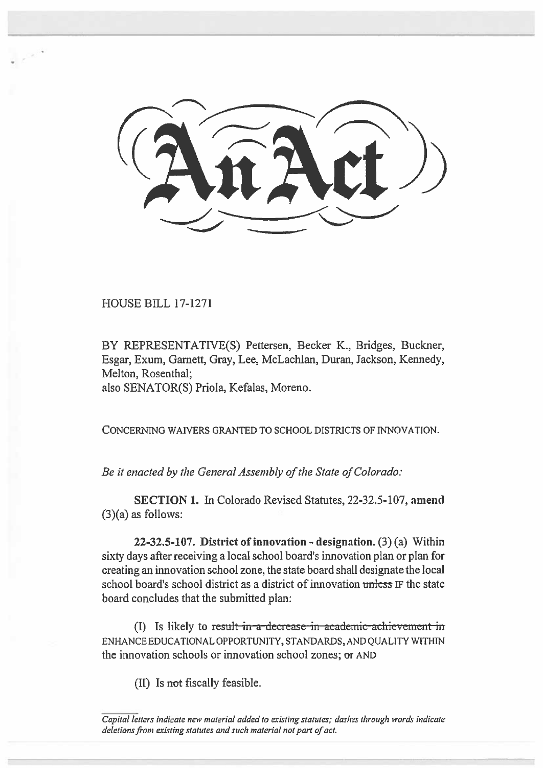# An Act

HOUSE BILL 17-1271

BY REPRESENTATIVE(S) Pettersen, Becker K., Bridges, Buckner, Esgar, Exum, Garnett, Gray, Lee, McLachlan, Duran, Jackson, Kennedy, Melton, Rosenthal;
also SENATOR(S) Priola, Kefalas, Moreno.

CONCERNING WAIVERS GRANTED TO SCHOOL DISTRICTS OF INNOVATION.

*Be it enacted by the General Assembly of the State of Colorado:*

**SECTION 1.** In Colorado Revised Statutes, 22-32.5-107, **amend** (3)(a) as follows:

**22-32.5-107. District of innovation - designation.** (3) (a) Within sixty days after receiving a local school board's innovation plan or plan for creating an innovation school zone, the state board shall designate the local school board's school district as a district of innovation ~~unless~~ IF the state board concludes that the submitted plan:

(I) Is likely to ~~result in a decrease in academic achievement in~~ ENHANCE EDUCATIONAL OPPORTUNITY, STANDARDS, AND QUALITY WITHIN the innovation schools or innovation school zones; ~~or~~ AND

(II) Is ~~not~~ fiscally feasible.

*Capital letters indicate new material added to existing statutes; dashes through words indicate deletions from existing statutes and such material not part of act.*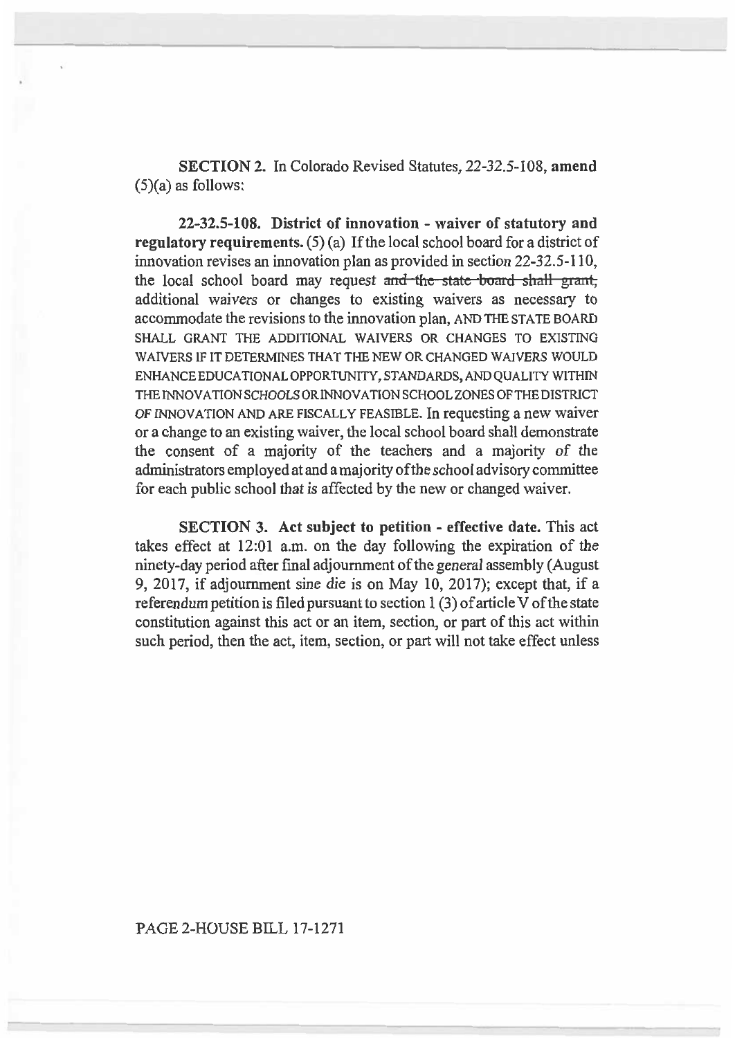**SECTION 2.** In Colorado Revised Statutes, 22-32.5-108, **amend** (5)(a) as follows:

**22-32.5-108. District of innovation - waiver of statutory and regulatory requirements.** (5) (a) If the local school board for a district of innovation revises an innovation plan as provided in section 22-32.5-110, the local school board may request ~~and the state board shall grant,~~ additional waivers or changes to existing waivers as necessary to accommodate the revisions to the innovation plan, AND THE STATE BOARD SHALL GRANT THE ADDITIONAL WAIVERS OR CHANGES TO EXISTING WAIVERS IF IT DETERMINES THAT THE NEW OR CHANGED WAIVERS WOULD ENHANCE EDUCATIONAL OPPORTUNITY, STANDARDS, AND QUALITY WITHIN THE INNOVATION SCHOOLS OR INNOVATION SCHOOL ZONES OF THE DISTRICT OF INNOVATION AND ARE FISCALLY FEASIBLE. In requesting a new waiver or a change to an existing waiver, the local school board shall demonstrate the consent of a majority of the teachers and a majority of the administrators employed at and a majority of the school advisory committee for each public school that is affected by the new or changed waiver.

**SECTION 3. Act subject to petition - effective date.** This act takes effect at 12:01 a.m. on the day following the expiration of the ninety-day period after final adjournment of the general assembly (August 9, 2017, if adjournment sine die is on May 10, 2017); except that, if a referendum petition is filed pursuant to section 1 (3) of article V of the state constitution against this act or an item, section, or part of this act within such period, then the act, item, section, or part will not take effect unless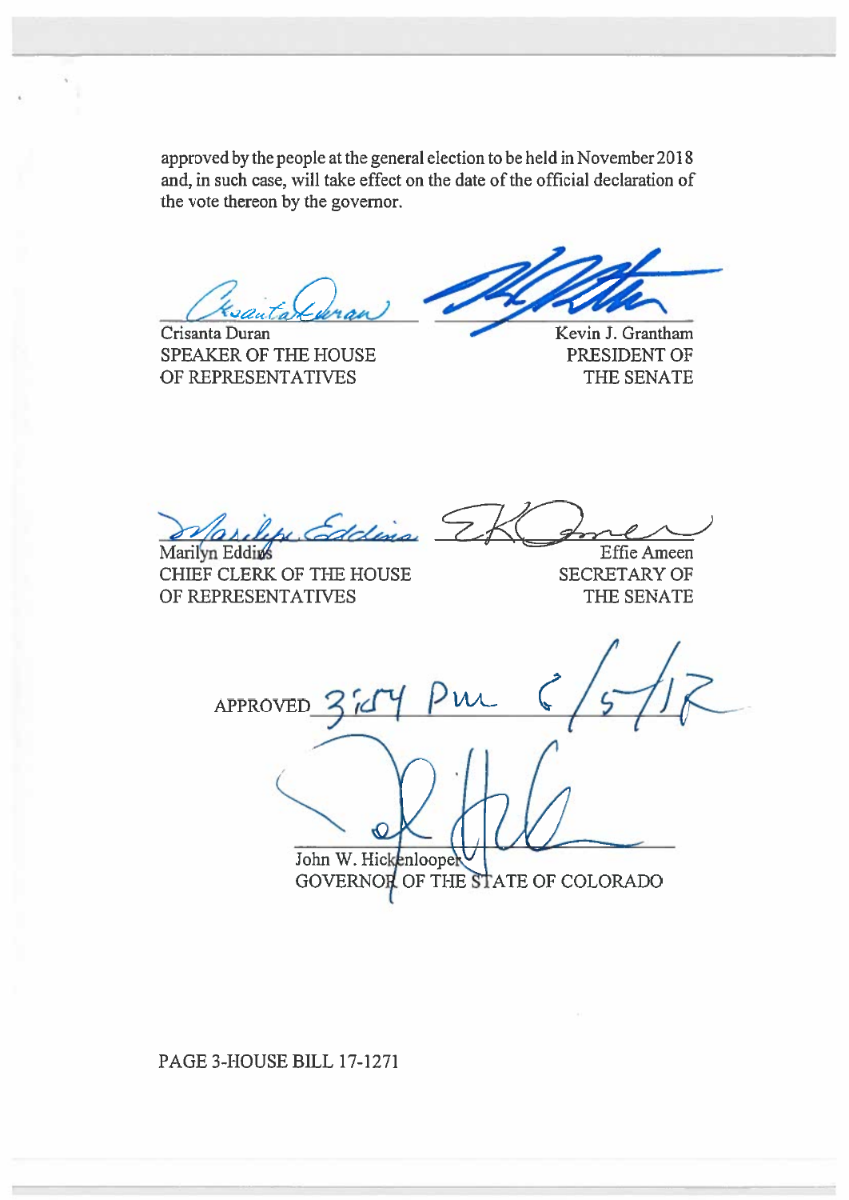approved by the people at the general election to be held in November 2018 and, in such case, will take effect on the date of the official declaration of the vote thereon by the governor.

Crisanta Duran
SPEAKER OF THE HOUSE
OF REPRESENTATIVES

Kevin J. Grantham
PRESIDENT OF
THE SENATE

Marilyn Eddins
CHIEF CLERK OF THE HOUSE
OF REPRESENTATIVES

Effie Ameen
SECRETARY OF
THE SENATE

APPROVED 3:54 PM 6/5/17

John W. Hickenlooper
GOVERNOR OF THE STATE OF COLORADO

PAGE 3-HOUSE BILL 17-1271